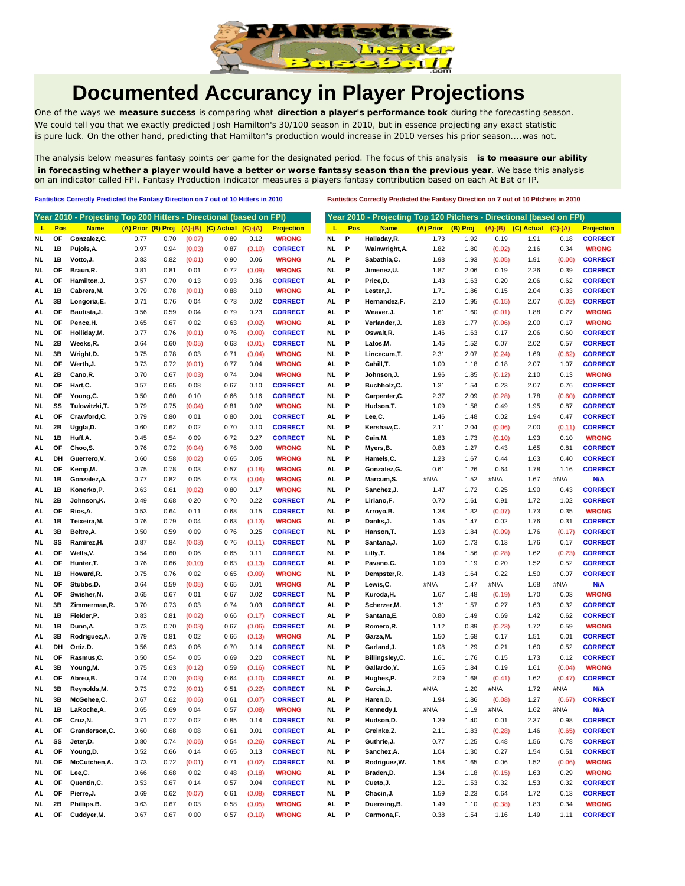# Documented Accurancy in Player Projections

One of the ways we **measure success** is comparing what **direction a player's performance took** during the forecasting season. We could tell you that we exactly predicted Josh Hamilton's 30/100 season in 2010, but in essence projecting any exact statistic is pure luck. On the other hand, predicting that Hamilton's production would increase in 2010 verses his prior season....was not.

The analysis below measures fantasy points per game for the designated period. The focus of this analysis **is to measure our ability in forecasting whether a player would have a better or worse fantasy season than the previous year**. We base this analysis on an indicator called FPI. Fantasy Production Indicator measures a players fantasy contribution based on each At Bat or IP.

**Fantistics Correctly Predicted the Fantasy Direction on 7 out of 10 Hitters in 2010**

| Year 2010 - Projecting Top 200 Hitters - Directional (based on FPI) | | | | | | | | |
|---|---|---|---|---|---|---|---|---|
| L | Pos | Name | (A) Prior | (B) Proj | (A)-(B) | (C) Actual | (C)-(A) | Projection |
| NL | OF | Gonzalez,C. | 0.77 | 0.70 | (0.07) | 0.89 | 0.12 | WRONG |
| NL | 1B | Pujols,A. | 0.97 | 0.94 | (0.03) | 0.87 | (0.10) | CORRECT |
| NL | 1B | Votto,J. | 0.83 | 0.82 | (0.01) | 0.90 | 0.06 | WRONG |
| NL | OF | Braun,R. | 0.81 | 0.81 | 0.01 | 0.72 | (0.09) | WRONG |
| AL | OF | Hamilton,J. | 0.57 | 0.70 | 0.13 | 0.93 | 0.36 | CORRECT |
| AL | 1B | Cabrera,M. | 0.79 | 0.78 | (0.01) | 0.88 | 0.10 | WRONG |
| AL | 3B | Longoria,E. | 0.71 | 0.76 | 0.05 | 0.73 | 0.02 | CORRECT |
| AL | OF | Bautista,J. | 0.56 | 0.59 | 0.04 | 0.79 | 0.23 | CORRECT |
| NL | OF | Pence,H. | 0.65 | 0.67 | 0.02 | 0.63 | (0.02) | WRONG |
| NL | OF | Holliday,M. | 0.77 | 0.76 | (0.01) | 0.76 | (0.00) | CORRECT |
| NL | 2B | Weeks,R. | 0.64 | 0.60 | (0.05) | 0.63 | (0.01) | CORRECT |
| NL | 3B | Wright,D. | 0.75 | 0.78 | 0.03 | 0.71 | (0.04) | WRONG |
| NL | OF | Werth,J. | 0.73 | 0.72 | (0.01) | 0.77 | 0.04 | WRONG |
| AL | 2B | Cano,R. | 0.70 | 0.67 | (0.03) | 0.74 | 0.04 | WRONG |
| NL | OF | Hart,C. | 0.57 | 0.65 | 0.08 | 0.67 | 0.10 | CORRECT |
| NL | OF | Young,C. | 0.50 | 0.60 | 0.10 | 0.66 | 0.16 | CORRECT |
| NL | SS | Tulowitzki,T. | 0.79 | 0.75 | (0.04) | 0.81 | 0.02 | WRONG |
| AL | OF | Crawford,C. | 0.79 | 0.80 | 0.01 | 0.80 | 0.01 | CORRECT |
| NL | 2B | Uggla,D. | 0.60 | 0.62 | 0.02 | 0.70 | 0.10 | CORRECT |
| NL | 1B | Huff,A. | 0.45 | 0.54 | 0.09 | 0.72 | 0.27 | CORRECT |
| AL | OF | Choo,S. | 0.76 | 0.72 | (0.04) | 0.76 | 0.00 | WRONG |
| AL | DH | Guerrero,V. | 0.60 | 0.58 | (0.02) | 0.65 | 0.05 | WRONG |
| NL | OF | Kemp,M. | 0.75 | 0.78 | 0.03 | 0.57 | (0.18) | WRONG |
| NL | 1B | Gonzalez,A. | 0.77 | 0.82 | 0.05 | 0.73 | (0.04) | WRONG |
| AL | 1B | Konerko,P. | 0.63 | 0.61 | (0.02) | 0.80 | 0.17 | WRONG |
| NL | 2B | Johnson,K. | 0.49 | 0.68 | 0.20 | 0.70 | 0.22 | CORRECT |
| AL | OF | Rios,A. | 0.53 | 0.64 | 0.11 | 0.68 | 0.15 | CORRECT |
| AL | 1B | Teixeira,M. | 0.76 | 0.79 | 0.04 | 0.63 | (0.13) | WRONG |
| AL | 3B | Beltre,A. | 0.50 | 0.59 | 0.09 | 0.76 | 0.25 | CORRECT |
| NL | SS | Ramirez,H. | 0.87 | 0.84 | (0.03) | 0.76 | (0.11) | CORRECT |
| AL | OF | Wells,V. | 0.54 | 0.60 | 0.06 | 0.65 | 0.11 | CORRECT |
| AL | OF | Hunter,T. | 0.76 | 0.66 | (0.10) | 0.63 | (0.13) | CORRECT |
| NL | 1B | Howard,R. | 0.75 | 0.76 | 0.02 | 0.65 | (0.09) | WRONG |
| NL | OF | Stubbs,D. | 0.64 | 0.59 | (0.05) | 0.65 | 0.01 | WRONG |
| AL | OF | Swisher,N. | 0.65 | 0.67 | 0.01 | 0.67 | 0.02 | CORRECT |
| NL | 3B | Zimmerman,R. | 0.70 | 0.73 | 0.03 | 0.74 | 0.03 | CORRECT |
| NL | 1B | Fielder,P. | 0.83 | 0.81 | (0.02) | 0.66 | (0.17) | CORRECT |
| NL | 1B | Dunn,A. | 0.73 | 0.70 | (0.03) | 0.67 | (0.06) | CORRECT |
| AL | 3B | Rodriguez,A. | 0.79 | 0.81 | 0.02 | 0.66 | (0.13) | WRONG |
| AL | DH | Ortiz,D. | 0.56 | 0.63 | 0.06 | 0.70 | 0.14 | CORRECT |
| NL | OF | Rasmus,C. | 0.50 | 0.54 | 0.05 | 0.69 | 0.20 | CORRECT |
| AL | 3B | Young,M. | 0.75 | 0.63 | (0.12) | 0.59 | (0.16) | CORRECT |
| AL | OF | Abreu,B. | 0.74 | 0.70 | (0.03) | 0.64 | (0.10) | CORRECT |
| NL | 3B | Reynolds,M. | 0.73 | 0.72 | (0.01) | 0.51 | (0.22) | CORRECT |
| NL | 3B | McGehee,C. | 0.67 | 0.62 | (0.06) | 0.61 | (0.07) | CORRECT |
| NL | 1B | LaRoche,A. | 0.65 | 0.69 | 0.04 | 0.57 | (0.08) | WRONG |
| AL | OF | Cruz,N. | 0.71 | 0.72 | 0.02 | 0.85 | 0.14 | CORRECT |
| AL | OF | Granderson,C. | 0.60 | 0.68 | 0.08 | 0.61 | 0.01 | CORRECT |
| AL | SS | Jeter,D. | 0.80 | 0.74 | (0.06) | 0.54 | (0.26) | CORRECT |
| AL | OF | Young,D. | 0.52 | 0.66 | 0.14 | 0.65 | 0.13 | CORRECT |
| NL | OF | McCutchen,A. | 0.73 | 0.72 | (0.01) | 0.71 | (0.02) | CORRECT |
| NL | OF | Lee,C. | 0.66 | 0.68 | 0.02 | 0.48 | (0.18) | WRONG |
| AL | OF | Quentin,C. | 0.53 | 0.67 | 0.14 | 0.57 | 0.04 | CORRECT |
| AL | OF | Pierre,J. | 0.69 | 0.62 | (0.07) | 0.61 | (0.08) | CORRECT |
| NL | 2B | Phillips,B. | 0.63 | 0.67 | 0.03 | 0.58 | (0.05) | WRONG |
| AL | OF | Cuddyer,M. | 0.67 | 0.67 | 0.00 | 0.57 | (0.10) | WRONG |

**Fantistics Correctly Predicted the Fantasy Direction on 7 out of 10 Pitchers in 2010**

| Year 2010 - Projecting Top 120 Pitchers - Directional (based on FPI) | | | | | | | | |
|---|---|---|---|---|---|---|---|---|
| L | Pos | Name | (A) Prior | (B) Proj | (A)-(B) | (C) Actual | (C)-(A) | Projection |
| NL | P | Halladay,R. | 1.73 | 1.92 | 0.19 | 1.91 | 0.18 | CORRECT |
| NL | P | Wainwright,A. | 1.82 | 1.80 | (0.02) | 2.16 | 0.34 | WRONG |
| AL | P | Sabathia,C. | 1.98 | 1.93 | (0.05) | 1.91 | (0.06) | CORRECT |
| NL | P | Jimenez,U. | 1.87 | 2.06 | 0.19 | 2.26 | 0.39 | CORRECT |
| AL | P | Price,D. | 1.43 | 1.63 | 0.20 | 2.06 | 0.62 | CORRECT |
| AL | P | Lester,J. | 1.71 | 1.86 | 0.15 | 2.04 | 0.33 | CORRECT |
| AL | P | Hernandez,F. | 2.10 | 1.95 | (0.15) | 2.07 | (0.02) | CORRECT |
| AL | P | Weaver,J. | 1.61 | 1.60 | (0.01) | 1.88 | 0.27 | WRONG |
| AL | P | Verlander,J. | 1.83 | 1.77 | (0.06) | 2.00 | 0.17 | WRONG |
| NL | P | Oswalt,R. | 1.46 | 1.63 | 0.17 | 2.06 | 0.60 | CORRECT |
| NL | P | Latos,M. | 1.45 | 1.52 | 0.07 | 2.02 | 0.57 | CORRECT |
| NL | P | Lincecum,T. | 2.31 | 2.07 | (0.24) | 1.69 | (0.62) | CORRECT |
| NL | P | Cahill,T. | 1.00 | 1.18 | 0.18 | 2.07 | 1.07 | CORRECT |
| NL | P | Johnson,J. | 1.96 | 1.85 | (0.12) | 2.10 | 0.13 | WRONG |
| AL | P | Buchholz,C. | 1.31 | 1.54 | 0.23 | 2.07 | 0.76 | CORRECT |
| NL | P | Carpenter,C. | 2.37 | 2.09 | (0.28) | 1.78 | (0.60) | CORRECT |
| NL | P | Hudson,T. | 1.09 | 1.58 | 0.49 | 1.95 | 0.87 | CORRECT |
| AL | P | Lee,C. | 1.46 | 1.48 | 0.02 | 1.94 | 0.47 | CORRECT |
| NL | P | Kershaw,C. | 2.11 | 2.04 | (0.06) | 2.00 | (0.11) | CORRECT |
| NL | P | Cain,M. | 1.83 | 1.73 | (0.10) | 1.93 | 0.10 | WRONG |
| NL | P | Myers,B. | 0.83 | 1.27 | 0.43 | 1.65 | 0.81 | CORRECT |
| NL | P | Hamels,C. | 1.23 | 1.67 | 0.44 | 1.63 | 0.40 | CORRECT |
| AL | P | Gonzalez,G. | 0.61 | 1.26 | 0.64 | 1.78 | 1.16 | CORRECT |
| AL | P | Marcum,S. | #N/A | 1.52 | #N/A | 1.67 | #N/A | N/A |
| NL | P | Sanchez,J. | 1.47 | 1.72 | 0.25 | 1.90 | 0.43 | CORRECT |
| AL | P | Liriano,F. | 0.70 | 1.61 | 0.91 | 1.72 | 1.02 | CORRECT |
| NL | P | Arroyo,B. | 1.38 | 1.32 | (0.07) | 1.73 | 0.35 | WRONG |
| AL | P | Danks,J. | 1.45 | 1.47 | 0.02 | 1.76 | 0.31 | CORRECT |
| NL | P | Hanson,T. | 1.93 | 1.84 | (0.09) | 1.76 | (0.17) | CORRECT |
| NL | P | Santana,J. | 1.60 | 1.73 | 0.13 | 1.76 | 0.17 | CORRECT |
| NL | P | Lilly,T. | 1.84 | 1.56 | (0.28) | 1.62 | (0.23) | CORRECT |
| AL | P | Pavano,C. | 1.00 | 1.19 | 0.20 | 1.52 | 0.52 | CORRECT |
| NL | P | Dempster,R. | 1.43 | 1.64 | 0.22 | 1.50 | 0.07 | CORRECT |
| AL | P | Lewis,C. | #N/A | 1.47 | #N/A | 1.68 | #N/A | N/A |
| NL | P | Kuroda,H. | 1.67 | 1.48 | (0.19) | 1.70 | 0.03 | WRONG |
| AL | P | Scherzer,M. | 1.31 | 1.57 | 0.27 | 1.63 | 0.32 | CORRECT |
| AL | P | Santana,E. | 0.80 | 1.49 | 0.69 | 1.42 | 0.62 | CORRECT |
| AL | P | Romero,R. | 1.12 | 0.89 | (0.23) | 1.72 | 0.59 | WRONG |
| NL | P | Garza,M. | 1.50 | 1.68 | 0.17 | 1.51 | 0.01 | CORRECT |
| NL | P | Garland,J. | 1.08 | 1.29 | 0.21 | 1.60 | 0.52 | CORRECT |
| NL | P | Billingsley,C. | 1.61 | 1.76 | 0.15 | 1.73 | 0.12 | CORRECT |
| NL | P | Gallardo,Y. | 1.65 | 1.84 | 0.19 | 1.61 | (0.04) | WRONG |
| AL | P | Hughes,P. | 2.09 | 1.68 | (0.41) | 1.62 | (0.47) | CORRECT |
| NL | P | Garcia,J. | #N/A | 1.20 | #N/A | 1.72 | #N/A | N/A |
| AL | P | Haren,D. | 1.94 | 1.86 | (0.08) | 1.27 | (0.67) | CORRECT |
| NL | P | Kennedy,I. | #N/A | 1.19 | #N/A | 1.62 | #N/A | N/A |
| NL | P | Hudson,D. | 1.39 | 1.40 | 0.01 | 2.37 | 0.98 | CORRECT |
| AL | P | Greinke,Z. | 2.11 | 1.83 | (0.28) | 1.46 | (0.65) | CORRECT |
| AL | P | Guthrie,J. | 0.77 | 1.25 | 0.48 | 1.56 | 0.78 | CORRECT |
| NL | P | Sanchez,A. | 1.04 | 1.30 | 0.27 | 1.54 | 0.51 | CORRECT |
| NL | P | Rodriguez,W. | 1.58 | 1.65 | 0.06 | 1.52 | (0.06) | WRONG |
| AL | P | Braden,D. | 1.34 | 1.18 | (0.15) | 1.63 | 0.29 | WRONG |
| NL | P | Cueto,J. | 1.21 | 1.53 | 0.32 | 1.53 | 0.32 | CORRECT |
| NL | P | Chacin,J. | 1.59 | 2.23 | 0.64 | 1.72 | 0.13 | CORRECT |
| AL | P | Duensing,B. | 1.49 | 1.10 | (0.38) | 1.83 | 0.34 | WRONG |
| AL | P | Carmona,F. | 0.38 | 1.54 | 1.16 | 1.49 | 1.11 | CORRECT |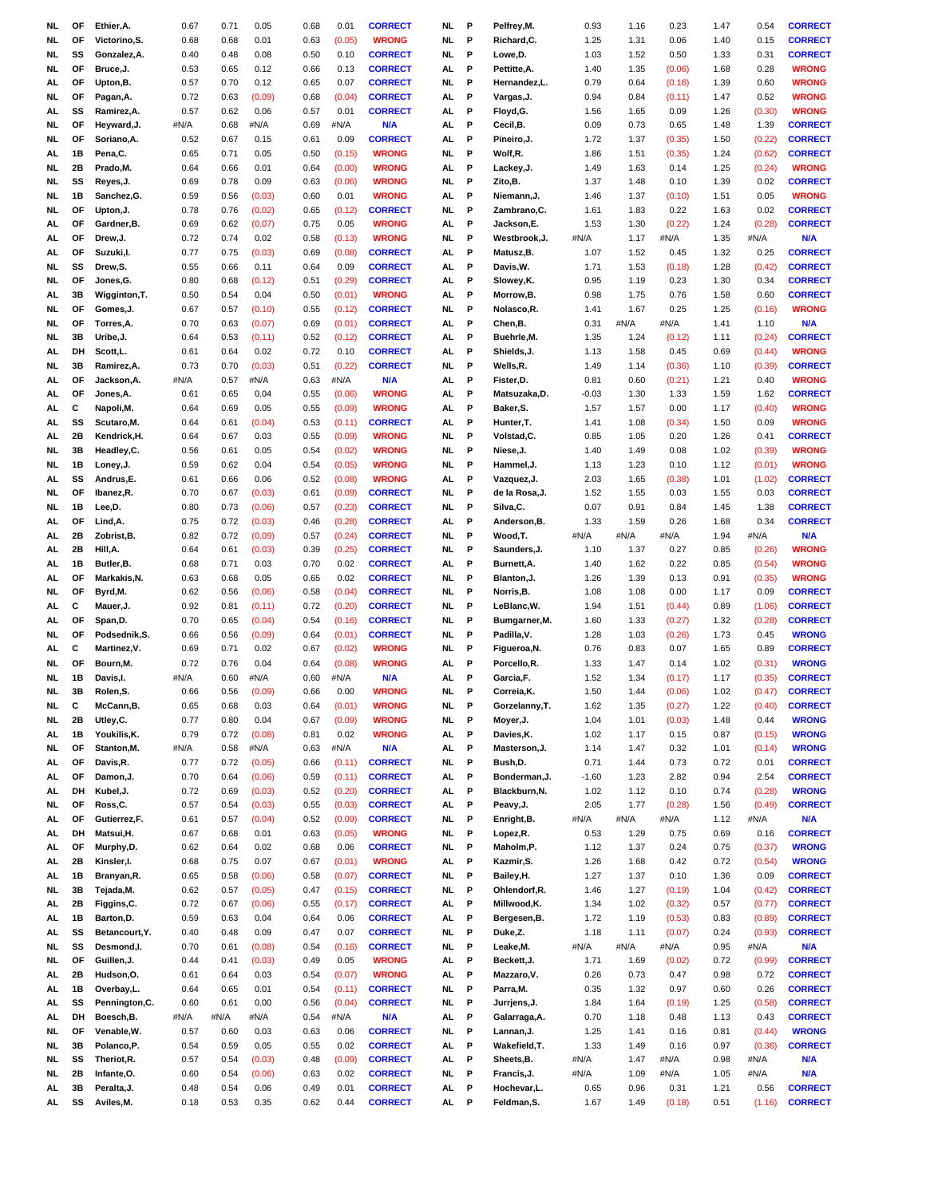| | | | | | | | | | | | | | | | | | | |
|---|---|---|---|---|---|---|---|---|---|---|---|---|---|---|---|---|---|---|
| NL | OF | Ethier,A. | 0.67 | 0.71 | 0.05 | 0.68 | 0.01 | CORRECT | NL | P | Pelfrey,M. | 0.93 | 1.16 | 0.23 | 1.47 | 0.54 | CORRECT |
| NL | OF | Victorino,S. | 0.68 | 0.68 | 0.01 | 0.63 | (0.05) | WRONG | NL | P | Richard,C. | 1.25 | 1.31 | 0.06 | 1.40 | 0.15 | CORRECT |
| NL | SS | Gonzalez,A. | 0.40 | 0.48 | 0.08 | 0.50 | 0.10 | CORRECT | NL | P | Lowe,D. | 1.03 | 1.52 | 0.50 | 1.33 | 0.31 | CORRECT |
| NL | OF | Bruce,J. | 0.53 | 0.65 | 0.12 | 0.66 | 0.13 | CORRECT | AL | P | Pettitte,A. | 1.40 | 1.35 | (0.06) | 1.68 | 0.28 | WRONG |
| AL | OF | Upton,B. | 0.57 | 0.70 | 0.12 | 0.65 | 0.07 | CORRECT | NL | P | Hernandez,L. | 0.79 | 0.64 | (0.16) | 1.39 | 0.60 | WRONG |
| NL | OF | Pagan,A. | 0.72 | 0.63 | (0.09) | 0.68 | (0.04) | CORRECT | AL | P | Vargas,J. | 0.94 | 0.84 | (0.11) | 1.47 | 0.52 | WRONG |
| AL | SS | Ramirez,A. | 0.57 | 0.62 | 0.06 | 0.57 | 0.01 | CORRECT | AL | P | Floyd,G. | 1.56 | 1.65 | 0.09 | 1.26 | (0.30) | WRONG |
| NL | OF | Heyward,J. | #N/A | 0.68 | #N/A | 0.69 | #N/A | N/A | AL | P | Cecil,B. | 0.09 | 0.73 | 0.65 | 1.48 | 1.39 | CORRECT |
| NL | OF | Soriano,A. | 0.52 | 0.67 | 0.15 | 0.61 | 0.09 | CORRECT | AL | P | Pineiro,J. | 1.72 | 1.37 | (0.35) | 1.50 | (0.22) | CORRECT |
| AL | 1B | Pena,C. | 0.65 | 0.71 | 0.05 | 0.50 | (0.15) | WRONG | NL | P | Wolf,R. | 1.86 | 1.51 | (0.35) | 1.24 | (0.62) | CORRECT |
| NL | 2B | Prado,M. | 0.64 | 0.66 | 0.01 | 0.64 | (0.00) | WRONG | AL | P | Lackey,J. | 1.49 | 1.63 | 0.14 | 1.25 | (0.24) | WRONG |
| NL | SS | Reyes,J. | 0.69 | 0.78 | 0.09 | 0.63 | (0.06) | WRONG | NL | P | Zito,B. | 1.37 | 1.48 | 0.10 | 1.39 | 0.02 | CORRECT |
| NL | 1B | Sanchez,G. | 0.59 | 0.56 | (0.03) | 0.60 | 0.01 | WRONG | AL | P | Niemann,J. | 1.46 | 1.37 | (0.10) | 1.51 | 0.05 | WRONG |
| NL | OF | Upton,J. | 0.78 | 0.76 | (0.02) | 0.65 | (0.12) | CORRECT | NL | P | Zambrano,C. | 1.61 | 1.83 | 0.22 | 1.63 | 0.02 | CORRECT |
| AL | OF | Gardner,B. | 0.69 | 0.62 | (0.07) | 0.75 | 0.05 | WRONG | AL | P | Jackson,E. | 1.53 | 1.30 | (0.22) | 1.24 | (0.28) | CORRECT |
| AL | OF | Drew,J. | 0.72 | 0.74 | 0.02 | 0.58 | (0.13) | WRONG | NL | P | Westbrook,J. | #N/A | 1.17 | #N/A | 1.35 | #N/A | N/A |
| AL | OF | Suzuki,I. | 0.77 | 0.75 | (0.03) | 0.69 | (0.08) | CORRECT | AL | P | Matusz,B. | 1.07 | 1.52 | 0.45 | 1.32 | 0.25 | CORRECT |
| NL | SS | Drew,S. | 0.55 | 0.66 | 0.11 | 0.64 | 0.09 | CORRECT | AL | P | Davis,W. | 1.71 | 1.53 | (0.18) | 1.28 | (0.42) | CORRECT |
| NL | OF | Jones,G. | 0.80 | 0.68 | (0.12) | 0.51 | (0.29) | CORRECT | AL | P | Slowey,K. | 0.95 | 1.19 | 0.23 | 1.30 | 0.34 | CORRECT |
| AL | 3B | Wigginton,T. | 0.50 | 0.54 | 0.04 | 0.50 | (0.01) | WRONG | AL | P | Morrow,B. | 0.98 | 1.75 | 0.76 | 1.58 | 0.60 | CORRECT |
| NL | OF | Gomes,J. | 0.67 | 0.57 | (0.10) | 0.55 | (0.12) | CORRECT | NL | P | Nolasco,R. | 1.41 | 1.67 | 0.25 | 1.25 | (0.16) | WRONG |
| NL | OF | Torres,A. | 0.70 | 0.63 | (0.07) | 0.69 | (0.01) | CORRECT | AL | P | Chen,B. | 0.31 | #N/A | #N/A | 1.41 | 1.10 | N/A |
| NL | 3B | Uribe,J. | 0.64 | 0.53 | (0.11) | 0.52 | (0.12) | CORRECT | AL | P | Buehrle,M. | 1.35 | 1.24 | (0.12) | 1.11 | (0.24) | CORRECT |
| AL | DH | Scott,L. | 0.61 | 0.64 | 0.02 | 0.72 | 0.10 | CORRECT | AL | P | Shields,J. | 1.13 | 1.58 | 0.45 | 0.69 | (0.44) | WRONG |
| NL | 3B | Ramirez,A. | 0.73 | 0.70 | (0.03) | 0.51 | (0.22) | CORRECT | NL | P | Wells,R. | 1.49 | 1.14 | (0.36) | 1.10 | (0.39) | CORRECT |
| AL | OF | Jackson,A. | #N/A | 0.57 | #N/A | 0.63 | #N/A | N/A | AL | P | Fister,D. | 0.81 | 0.60 | (0.21) | 1.21 | 0.40 | WRONG |
| AL | OF | Jones,A. | 0.61 | 0.65 | 0.04 | 0.55 | (0.06) | WRONG | AL | P | Matsuzaka,D. | -0.03 | 1.30 | 1.33 | 1.59 | 1.62 | CORRECT |
| AL | C | Napoli,M. | 0.64 | 0.69 | 0.05 | 0.55 | (0.09) | WRONG | AL | P | Baker,S. | 1.57 | 1.57 | 0.00 | 1.17 | (0.40) | WRONG |
| AL | SS | Scutaro,M. | 0.64 | 0.61 | (0.04) | 0.53 | (0.11) | CORRECT | AL | P | Hunter,T. | 1.41 | 1.08 | (0.34) | 1.50 | 0.09 | WRONG |
| AL | 2B | Kendrick,H. | 0.64 | 0.67 | 0.03 | 0.55 | (0.09) | WRONG | NL | P | Volstad,C. | 0.85 | 1.05 | 0.20 | 1.26 | 0.41 | CORRECT |
| NL | 3B | Headley,C. | 0.56 | 0.61 | 0.05 | 0.54 | (0.02) | WRONG | NL | P | Niese,J. | 1.40 | 1.49 | 0.08 | 1.02 | (0.39) | WRONG |
| NL | 1B | Loney,J. | 0.59 | 0.62 | 0.04 | 0.54 | (0.05) | WRONG | NL | P | Hammel,J. | 1.13 | 1.23 | 0.10 | 1.12 | (0.01) | WRONG |
| AL | SS | Andrus,E. | 0.61 | 0.66 | 0.06 | 0.52 | (0.08) | WRONG | AL | P | Vazquez,J. | 2.03 | 1.65 | (0.38) | 1.01 | (1.02) | CORRECT |
| NL | OF | Ibanez,R. | 0.70 | 0.67 | (0.03) | 0.61 | (0.09) | CORRECT | NL | P | de la Rosa,J. | 1.52 | 1.55 | 0.03 | 1.55 | 0.03 | CORRECT |
| NL | 1B | Lee,D. | 0.80 | 0.73 | (0.06) | 0.57 | (0.23) | CORRECT | NL | P | Silva,C. | 0.07 | 0.91 | 0.84 | 1.45 | 1.38 | CORRECT |
| AL | OF | Lind,A. | 0.75 | 0.72 | (0.03) | 0.46 | (0.28) | CORRECT | AL | P | Anderson,B. | 1.33 | 1.59 | 0.26 | 1.68 | 0.34 | CORRECT |
| AL | 2B | Zobrist,B. | 0.82 | 0.72 | (0.09) | 0.57 | (0.24) | CORRECT | NL | P | Wood,T. | #N/A | #N/A | #N/A | 1.94 | #N/A | N/A |
| AL | 2B | Hill,A. | 0.64 | 0.61 | (0.03) | 0.39 | (0.25) | CORRECT | NL | P | Saunders,J. | 1.10 | 1.37 | 0.27 | 0.85 | (0.26) | WRONG |
| AL | 1B | Butler,B. | 0.68 | 0.71 | 0.03 | 0.70 | 0.02 | CORRECT | AL | P | Burnett,A. | 1.40 | 1.62 | 0.22 | 0.85 | (0.54) | WRONG |
| AL | OF | Markakis,N. | 0.63 | 0.68 | 0.05 | 0.65 | 0.02 | CORRECT | NL | P | Blanton,J. | 1.26 | 1.39 | 0.13 | 0.91 | (0.35) | WRONG |
| NL | OF | Byrd,M. | 0.62 | 0.56 | (0.06) | 0.58 | (0.04) | CORRECT | NL | P | Norris,B. | 1.08 | 1.08 | 0.00 | 1.17 | 0.09 | CORRECT |
| AL | C | Mauer,J. | 0.92 | 0.81 | (0.11) | 0.72 | (0.20) | CORRECT | NL | P | LeBlanc,W. | 1.94 | 1.51 | (0.44) | 0.89 | (1.06) | CORRECT |
| AL | OF | Span,D. | 0.70 | 0.65 | (0.04) | 0.54 | (0.16) | CORRECT | NL | P | Bumgarner,M. | 1.60 | 1.33 | (0.27) | 1.32 | (0.28) | CORRECT |
| NL | OF | Podsednik,S. | 0.66 | 0.56 | (0.09) | 0.64 | (0.01) | CORRECT | NL | P | Padilla,V. | 1.28 | 1.03 | (0.26) | 1.73 | 0.45 | WRONG |
| AL | C | Martinez,V. | 0.69 | 0.71 | 0.02 | 0.67 | (0.02) | WRONG | NL | P | Figueroa,N. | 0.76 | 0.83 | 0.07 | 1.65 | 0.89 | CORRECT |
| NL | OF | Bourn,M. | 0.72 | 0.76 | 0.04 | 0.64 | (0.08) | WRONG | AL | P | Porcello,R. | 1.33 | 1.47 | 0.14 | 1.02 | (0.31) | WRONG |
| NL | 1B | Davis,I. | #N/A | 0.60 | #N/A | 0.60 | #N/A | N/A | AL | P | Garcia,F. | 1.52 | 1.34 | (0.17) | 1.17 | (0.35) | CORRECT |
| NL | 3B | Rolen,S. | 0.66 | 0.56 | (0.09) | 0.66 | 0.00 | WRONG | NL | P | Correia,K. | 1.50 | 1.44 | (0.06) | 1.02 | (0.47) | CORRECT |
| NL | C | McCann,B. | 0.65 | 0.68 | 0.03 | 0.64 | (0.01) | WRONG | NL | P | Gorzelanny,T. | 1.62 | 1.35 | (0.27) | 1.22 | (0.40) | CORRECT |
| NL | 2B | Utley,C. | 0.77 | 0.80 | 0.04 | 0.67 | (0.09) | WRONG | NL | P | Moyer,J. | 1.04 | 1.01 | (0.03) | 1.48 | 0.44 | WRONG |
| AL | 1B | Youkilis,K. | 0.79 | 0.72 | (0.08) | 0.81 | 0.02 | WRONG | AL | P | Davies,K. | 1.02 | 1.17 | 0.15 | 0.87 | (0.15) | WRONG |
| NL | OF | Stanton,M. | #N/A | 0.58 | #N/A | 0.63 | #N/A | N/A | AL | P | Masterson,J. | 1.14 | 1.47 | 0.32 | 1.01 | (0.14) | WRONG |
| AL | OF | Davis,R. | 0.77 | 0.72 | (0.05) | 0.66 | (0.11) | CORRECT | NL | P | Bush,D. | 0.71 | 1.44 | 0.73 | 0.72 | 0.01 | CORRECT |
| AL | OF | Damon,J. | 0.70 | 0.64 | (0.06) | 0.59 | (0.11) | CORRECT | AL | P | Bonderman,J. | -1.60 | 1.23 | 2.82 | 0.94 | 2.54 | CORRECT |
| AL | DH | Kubel,J. | 0.72 | 0.69 | (0.03) | 0.52 | (0.20) | CORRECT | AL | P | Blackburn,N. | 1.02 | 1.12 | 0.10 | 0.74 | (0.28) | WRONG |
| NL | OF | Ross,C. | 0.57 | 0.54 | (0.03) | 0.55 | (0.03) | CORRECT | AL | P | Peavy,J. | 2.05 | 1.77 | (0.28) | 1.56 | (0.49) | CORRECT |
| AL | OF | Gutierrez,F. | 0.61 | 0.57 | (0.04) | 0.52 | (0.09) | CORRECT | NL | P | Enright,B. | #N/A | #N/A | #N/A | 1.12 | #N/A | N/A |
| AL | DH | Matsui,H. | 0.67 | 0.68 | 0.01 | 0.63 | (0.05) | WRONG | NL | P | Lopez,R. | 0.53 | 1.29 | 0.75 | 0.69 | 0.16 | CORRECT |
| AL | OF | Murphy,D. | 0.62 | 0.64 | 0.02 | 0.68 | 0.06 | CORRECT | NL | P | Maholm,P. | 1.12 | 1.37 | 0.24 | 0.75 | (0.37) | WRONG |
| AL | 2B | Kinsler,I. | 0.68 | 0.75 | 0.07 | 0.67 | (0.01) | WRONG | AL | P | Kazmir,S. | 1.26 | 1.68 | 0.42 | 0.72 | (0.54) | WRONG |
| AL | 1B | Branyan,R. | 0.65 | 0.58 | (0.06) | 0.58 | (0.07) | CORRECT | NL | P | Bailey,H. | 1.27 | 1.37 | 0.10 | 1.36 | 0.09 | CORRECT |
| NL | 3B | Tejada,M. | 0.62 | 0.57 | (0.05) | 0.47 | (0.15) | CORRECT | NL | P | Ohlendorf,R. | 1.46 | 1.27 | (0.19) | 1.04 | (0.42) | CORRECT |
| AL | 2B | Figgins,C. | 0.72 | 0.67 | (0.06) | 0.55 | (0.17) | CORRECT | AL | P | Millwood,K. | 1.34 | 1.02 | (0.32) | 0.57 | (0.77) | CORRECT |
| AL | 1B | Barton,D. | 0.59 | 0.63 | 0.04 | 0.64 | 0.06 | CORRECT | AL | P | Bergesen,B. | 1.72 | 1.19 | (0.53) | 0.83 | (0.89) | CORRECT |
| AL | SS | Betancourt,Y. | 0.40 | 0.48 | 0.09 | 0.47 | 0.07 | CORRECT | NL | P | Duke,Z. | 1.18 | 1.11 | (0.07) | 0.24 | (0.93) | CORRECT |
| NL | SS | Desmond,I. | 0.70 | 0.61 | (0.08) | 0.54 | (0.16) | CORRECT | NL | P | Leake,M. | #N/A | #N/A | #N/A | 0.95 | #N/A | N/A |
| NL | OF | Guillen,J. | 0.44 | 0.41 | (0.03) | 0.49 | 0.05 | WRONG | AL | P | Beckett,J. | 1.71 | 1.69 | (0.02) | 0.72 | (0.99) | CORRECT |
| AL | 2B | Hudson,O. | 0.61 | 0.64 | 0.03 | 0.54 | (0.07) | WRONG | AL | P | Mazzaro,V. | 0.26 | 0.73 | 0.47 | 0.98 | 0.72 | CORRECT |
| AL | 1B | Overbay,L. | 0.64 | 0.65 | 0.01 | 0.54 | (0.11) | CORRECT | NL | P | Parra,M. | 0.35 | 1.32 | 0.97 | 0.60 | 0.26 | CORRECT |
| AL | SS | Pennington,C. | 0.60 | 0.61 | 0.00 | 0.56 | (0.04) | CORRECT | NL | P | Jurrjens,J. | 1.84 | 1.64 | (0.19) | 1.25 | (0.58) | CORRECT |
| AL | DH | Boesch,B. | #N/A | #N/A | #N/A | 0.54 | #N/A | N/A | AL | P | Galarraga,A. | 0.70 | 1.18 | 0.48 | 1.13 | 0.43 | CORRECT |
| NL | OF | Venable,W. | 0.57 | 0.60 | 0.03 | 0.63 | 0.06 | CORRECT | NL | P | Lannan,J. | 1.25 | 1.41 | 0.16 | 0.81 | (0.44) | WRONG |
| NL | 3B | Polanco,P. | 0.54 | 0.59 | 0.05 | 0.55 | 0.02 | CORRECT | AL | P | Wakefield,T. | 1.33 | 1.49 | 0.16 | 0.97 | (0.36) | CORRECT |
| NL | SS | Theriot,R. | 0.57 | 0.54 | (0.03) | 0.48 | (0.09) | CORRECT | AL | P | Sheets,B. | #N/A | 1.47 | #N/A | 0.98 | #N/A | N/A |
| NL | 2B | Infante,O. | 0.60 | 0.54 | (0.06) | 0.63 | 0.02 | CORRECT | NL | P | Francis,J. | #N/A | 1.09 | #N/A | 1.05 | #N/A | N/A |
| AL | 3B | Peralta,J. | 0.48 | 0.54 | 0.06 | 0.49 | 0.01 | CORRECT | AL | P | Hochevar,L. | 0.65 | 0.96 | 0.31 | 1.21 | 0.56 | CORRECT |
| AL | SS | Aviles,M. | 0.18 | 0.53 | 0.35 | 0.62 | 0.44 | CORRECT | AL | P | Feldman,S. | 1.67 | 1.49 | (0.18) | 0.51 | (1.16) | CORRECT |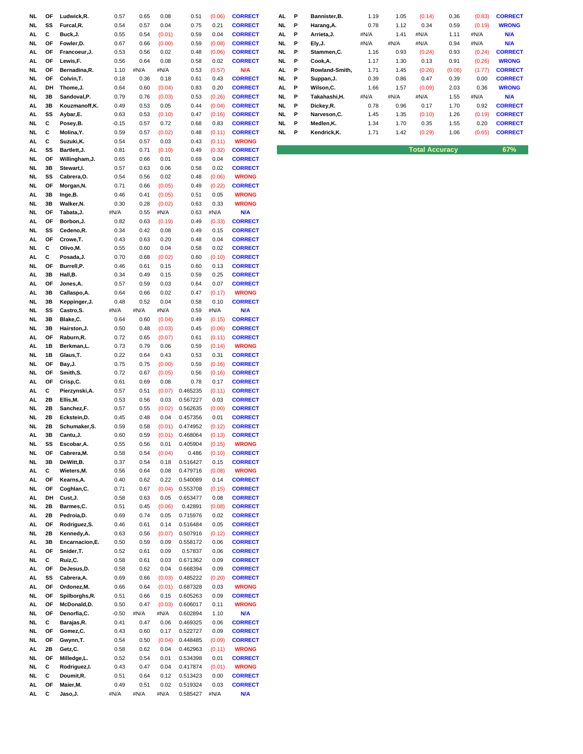| | | | | | | | | |
|---|---|---|---|---|---|---|---|---|
| NL | OF | Ludwick,R. | 0.57 | 0.65 | 0.08 | 0.51 | (0.06) | CORRECT |
| NL | SS | Furcal,R. | 0.54 | 0.57 | 0.04 | 0.75 | 0.21 | CORRECT |
| AL | C | Buck,J. | 0.55 | 0.54 | (0.01) | 0.59 | 0.04 | CORRECT |
| NL | OF | Fowler,D. | 0.67 | 0.66 | (0.00) | 0.59 | (0.08) | CORRECT |
| AL | OF | Francoeur,J. | 0.53 | 0.56 | 0.02 | 0.48 | (0.06) | CORRECT |
| AL | OF | Lewis,F. | 0.56 | 0.64 | 0.08 | 0.58 | 0.02 | CORRECT |
| NL | OF | Bernadina,R. | 1.10 | #N/A | #N/A | 0.53 | (0.57) | N/A |
| NL | OF | Colvin,T. | 0.18 | 0.36 | 0.18 | 0.61 | 0.43 | CORRECT |
| AL | DH | Thome,J. | 0.64 | 0.60 | (0.04) | 0.83 | 0.20 | CORRECT |
| NL | 3B | Sandoval,P. | 0.79 | 0.76 | (0.03) | 0.53 | (0.26) | CORRECT |
| AL | 3B | Kouzmanoff,K. | 0.49 | 0.53 | 0.05 | 0.44 | (0.04) | CORRECT |
| AL | SS | Aybar,E. | 0.63 | 0.53 | (0.10) | 0.47 | (0.16) | CORRECT |
| NL | C | Posey,B. | -0.15 | 0.57 | 0.72 | 0.68 | 0.83 | CORRECT |
| NL | C | Molina,Y. | 0.59 | 0.57 | (0.02) | 0.48 | (0.11) | CORRECT |
| AL | C | Suzuki,K. | 0.54 | 0.57 | 0.03 | 0.43 | (0.11) | WRONG |
| AL | SS | Bartlett,J. | 0.81 | 0.71 | (0.10) | 0.49 | (0.32) | CORRECT |
| NL | OF | Willingham,J. | 0.65 | 0.66 | 0.01 | 0.69 | 0.04 | CORRECT |
| NL | 3B | Stewart,I. | 0.57 | 0.63 | 0.06 | 0.58 | 0.02 | CORRECT |
| NL | SS | Cabrera,O. | 0.54 | 0.56 | 0.02 | 0.48 | (0.06) | WRONG |
| NL | OF | Morgan,N. | 0.71 | 0.66 | (0.05) | 0.49 | (0.22) | CORRECT |
| AL | 3B | Inge,B. | 0.46 | 0.41 | (0.05) | 0.51 | 0.05 | WRONG |
| NL | 3B | Walker,N. | 0.30 | 0.28 | (0.02) | 0.63 | 0.33 | WRONG |
| NL | OF | Tabata,J. | #N/A | 0.55 | #N/A | 0.63 | #N/A | N/A |
| AL | OF | Borbon,J. | 0.82 | 0.63 | (0.19) | 0.49 | (0.33) | CORRECT |
| NL | SS | Cedeno,R. | 0.34 | 0.42 | 0.08 | 0.49 | 0.15 | CORRECT |
| AL | OF | Crowe,T. | 0.43 | 0.63 | 0.20 | 0.48 | 0.04 | CORRECT |
| NL | C | Olivo,M. | 0.55 | 0.60 | 0.04 | 0.58 | 0.02 | CORRECT |
| AL | C | Posada,J. | 0.70 | 0.68 | (0.02) | 0.60 | (0.10) | CORRECT |
| NL | OF | Burrell,P. | 0.46 | 0.61 | 0.15 | 0.60 | 0.13 | CORRECT |
| AL | 3B | Hall,B. | 0.34 | 0.49 | 0.15 | 0.59 | 0.25 | CORRECT |
| AL | OF | Jones,A. | 0.57 | 0.59 | 0.03 | 0.64 | 0.07 | CORRECT |
| AL | 3B | Callaspo,A. | 0.64 | 0.66 | 0.02 | 0.47 | (0.17) | WRONG |
| NL | 3B | Keppinger,J. | 0.48 | 0.52 | 0.04 | 0.58 | 0.10 | CORRECT |
| NL | SS | Castro,S. | #N/A | #N/A | #N/A | 0.59 | #N/A | N/A |
| NL | 3B | Blake,C. | 0.64 | 0.60 | (0.04) | 0.49 | (0.15) | CORRECT |
| NL | 3B | Hairston,J. | 0.50 | 0.48 | (0.03) | 0.45 | (0.06) | CORRECT |
| AL | OF | Raburn,R. | 0.72 | 0.65 | (0.07) | 0.61 | (0.11) | CORRECT |
| AL | 1B | Berkman,L. | 0.73 | 0.79 | 0.06 | 0.59 | (0.14) | WRONG |
| NL | 1B | Glaus,T. | 0.22 | 0.64 | 0.43 | 0.53 | 0.31 | CORRECT |
| NL | OF | Bay,J. | 0.75 | 0.75 | (0.00) | 0.59 | (0.16) | CORRECT |
| NL | OF | Smith,S. | 0.72 | 0.67 | (0.05) | 0.56 | (0.16) | CORRECT |
| AL | OF | Crisp,C. | 0.61 | 0.69 | 0.08 | 0.78 | 0.17 | CORRECT |
| AL | C | Pierzynski,A. | 0.57 | 0.51 | (0.07) | 0.465235 | (0.11) | CORRECT |
| AL | 2B | Ellis,M. | 0.53 | 0.56 | 0.03 | 0.567227 | 0.03 | CORRECT |
| NL | 2B | Sanchez,F. | 0.57 | 0.55 | (0.02) | 0.562635 | (0.00) | CORRECT |
| NL | 2B | Eckstein,D. | 0.45 | 0.48 | 0.04 | 0.457356 | 0.01 | CORRECT |
| NL | 2B | Schumaker,S. | 0.59 | 0.58 | (0.01) | 0.474952 | (0.12) | CORRECT |
| AL | 3B | Cantu,J. | 0.60 | 0.59 | (0.01) | 0.468064 | (0.13) | CORRECT |
| NL | SS | Escobar,A. | 0.55 | 0.56 | 0.01 | 0.405904 | (0.15) | WRONG |
| NL | OF | Cabrera,M. | 0.58 | 0.54 | (0.04) | 0.486 | (0.10) | CORRECT |
| NL | 3B | DeWitt,B. | 0.37 | 0.54 | 0.18 | 0.516427 | 0.15 | CORRECT |
| AL | C | Wieters,M. | 0.56 | 0.64 | 0.08 | 0.479716 | (0.08) | WRONG |
| AL | OF | Kearns,A. | 0.40 | 0.62 | 0.22 | 0.540089 | 0.14 | CORRECT |
| NL | OF | Coghlan,C. | 0.71 | 0.67 | (0.04) | 0.553708 | (0.15) | CORRECT |
| AL | DH | Cust,J. | 0.58 | 0.63 | 0.05 | 0.653477 | 0.08 | CORRECT |
| NL | 2B | Barmes,C. | 0.51 | 0.45 | (0.06) | 0.42891 | (0.08) | CORRECT |
| AL | 2B | Pedroia,D. | 0.69 | 0.74 | 0.05 | 0.715976 | 0.02 | CORRECT |
| AL | OF | Rodriguez,S. | 0.46 | 0.61 | 0.14 | 0.516484 | 0.05 | CORRECT |
| NL | 2B | Kennedy,A. | 0.63 | 0.56 | (0.07) | 0.507916 | (0.12) | CORRECT |
| AL | 3B | Encarnacion,E. | 0.50 | 0.59 | 0.09 | 0.558172 | 0.06 | CORRECT |
| AL | OF | Snider,T. | 0.52 | 0.61 | 0.09 | 0.57837 | 0.06 | CORRECT |
| NL | C | Ruiz,C. | 0.58 | 0.61 | 0.03 | 0.671362 | 0.09 | CORRECT |
| AL | OF | DeJesus,D. | 0.58 | 0.62 | 0.04 | 0.668394 | 0.09 | CORRECT |
| AL | SS | Cabrera,A. | 0.69 | 0.66 | (0.03) | 0.485222 | (0.20) | CORRECT |
| AL | OF | Ordonez,M. | 0.66 | 0.64 | (0.01) | 0.687328 | 0.03 | WRONG |
| NL | OF | Spilborghs,R. | 0.51 | 0.66 | 0.15 | 0.605263 | 0.09 | CORRECT |
| AL | OF | McDonald,D. | 0.50 | 0.47 | (0.03) | 0.606017 | 0.11 | WRONG |
| NL | OF | Denorfia,C. | -0.50 | #N/A | #N/A | 0.602894 | 1.10 | N/A |
| NL | C | Barajas,R. | 0.41 | 0.47 | 0.06 | 0.469325 | 0.06 | CORRECT |
| NL | OF | Gomez,C. | 0.43 | 0.60 | 0.17 | 0.522727 | 0.09 | CORRECT |
| NL | OF | Gwynn,T. | 0.54 | 0.50 | (0.04) | 0.448485 | (0.09) | CORRECT |
| AL | 2B | Getz,C. | 0.58 | 0.62 | 0.04 | 0.462963 | (0.11) | WRONG |
| NL | OF | Milledge,L. | 0.52 | 0.54 | 0.01 | 0.534398 | 0.01 | CORRECT |
| NL | C | Rodriguez,I. | 0.43 | 0.47 | 0.04 | 0.417874 | (0.01) | WRONG |
| NL | C | Doumit,R. | 0.51 | 0.64 | 0.12 | 0.513423 | 0.00 | CORRECT |
| AL | OF | Maier,M. | 0.49 | 0.51 | 0.02 | 0.519324 | 0.03 | CORRECT |
| AL | C | Jaso,J. | #N/A | #N/A | #N/A | 0.585427 | #N/A | N/A |

| | | | | | | | | |
|---|---|---|---|---|---|---|---|---|
| AL | P | Bannister,B. | 1.19 | 1.05 | (0.14) | 0.36 | (0.83) | CORRECT |
| NL | P | Harang,A. | 0.78 | 1.12 | 0.34 | 0.59 | (0.19) | WRONG |
| AL | P | Arrieta,J. | #N/A | 1.41 | #N/A | 1.11 | #N/A | N/A |
| NL | P | Ely,J. | #N/A | #N/A | #N/A | 0.94 | #N/A | N/A |
| NL | P | Stammen,C. | 1.16 | 0.93 | (0.24) | 0.93 | (0.24) | CORRECT |
| NL | P | Cook,A. | 1.17 | 1.30 | 0.13 | 0.91 | (0.26) | WRONG |
| AL | P | Rowland-Smith, | 1.71 | 1.45 | (0.26) | (0.06) | (1.77) | CORRECT |
| NL | P | Suppan,J. | 0.39 | 0.86 | 0.47 | 0.39 | 0.00 | CORRECT |
| AL | P | Wilson,C. | 1.66 | 1.57 | (0.09) | 2.03 | 0.36 | WRONG |
| NL | P | Takahashi,H. | #N/A | #N/A | #N/A | 1.55 | #N/A | N/A |
| NL | P | Dickey,R. | 0.78 | 0.96 | 0.17 | 1.70 | 0.92 | CORRECT |
| NL | P | Narveson,C. | 1.45 | 1.35 | (0.10) | 1.26 | (0.19) | CORRECT |
| NL | P | Medlen,K. | 1.34 | 1.70 | 0.35 | 1.55 | 0.20 | CORRECT |
| NL | P | Kendrick,K. | 1.71 | 1.42 | (0.29) | 1.06 | (0.65) | CORRECT |

**Total Accuracy 67%**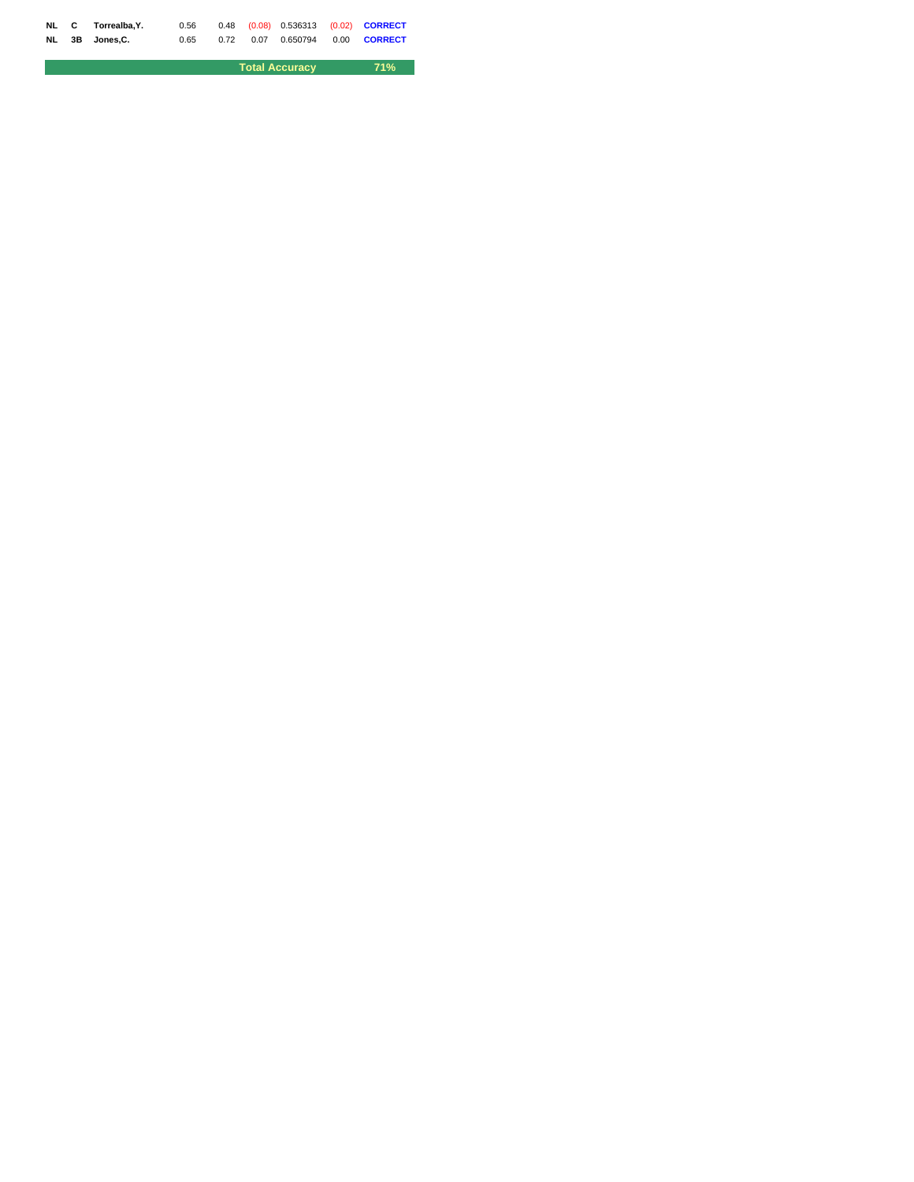| | | | | | | | | |
|---|---|---|---|---|---|---|---|---|
| **NL** | **C** | **Torrealba,Y.** | 0.56 | 0.48 | (0.08) | 0.536313 | (0.02) | **CORRECT** |
| **NL** | **3B** | **Jones,C.** | 0.65 | 0.72 | 0.07 | 0.650794 | 0.00 | **CORRECT** |
| | | | | | **Total Accuracy** | | | **71%** |